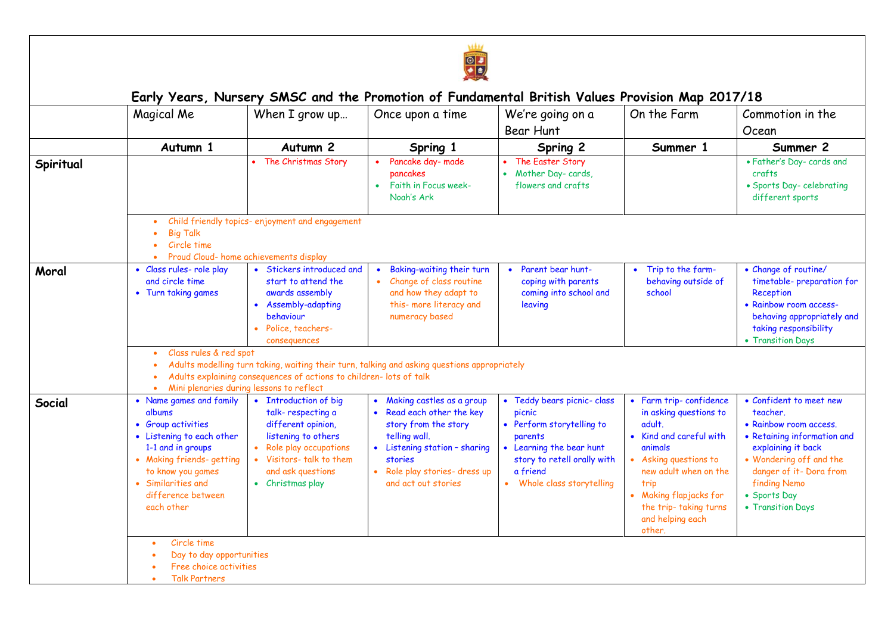# Early Years, Nursery SMSC and the Promotion of Fundamental British Values Provision Map 2017/18

| | Magical Me | When I grow up… | Once upon a time | We're going on a Bear Hunt | On the Farm | Commotion in the Ocean |
|---|---|---|---|---|---|---|
| | **Autumn 1** | **Autumn 2** | **Spring 1** | **Spring 2** | **Summer 1** | **Summer 2** |
| **Spiritual** | | • The Christmas Story | • Pancake day- made pancakes<br>• Faith in Focus week- Noah's Ark | • The Easter Story<br>• Mother Day- cards, flowers and crafts | | • Father's Day- cards and crafts<br>• Sports Day- celebrating different sports |
| | • Child friendly topics- enjoyment and engagement<br>• Big Talk<br>• Circle time<br>• Proud Cloud- home achievements display | | | | | |
| **Moral** | • Class rules- role play and circle time<br>• Turn taking games | • Stickers introduced and start to attend the awards assembly<br>• Assembly-adapting behaviour<br>• Police, teachers- consequences | • Baking-waiting their turn<br>• Change of class routine and how they adapt to this- more literacy and numeracy based | • Parent bear hunt- coping with parents coming into school and leaving | • Trip to the farm- behaving outside of school | • Change of routine/ timetable- preparation for Reception<br>• Rainbow room access- behaving appropriately and taking responsibility<br>• Transition Days |
| | • Class rules & red spot<br>• Adults modelling turn taking, waiting their turn, talking and asking questions appropriately<br>• Adults explaining consequences of actions to children- lots of talk<br>• Mini plenaries during lessons to reflect | | | | | |
| **Social** | • Name games and family albums<br>• Group activities<br>• Listening to each other 1-1 and in groups<br>• Making friends- getting to know you games<br>• Similarities and difference between each other | • Introduction of big talk- respecting a different opinion, listening to others<br>• Role play occupations<br>• Visitors- talk to them and ask questions<br>• Christmas play | • Making castles as a group<br>• Read each other the key story from the story telling wall.<br>• Listening station – sharing stories<br>• Role play stories- dress up and act out stories | • Teddy bears picnic- class picnic<br>• Perform storytelling to parents<br>• Learning the bear hunt story to retell orally with a friend<br>• Whole class storytelling | • Farm trip- confidence in asking questions to adult.<br>• Kind and careful with animals<br>• Asking questions to new adult when on the trip<br>• Making flapjacks for the trip- taking turns and helping each other. | • Confident to meet new teacher.<br>• Rainbow room access.<br>• Retaining information and explaining it back<br>• Wondering off and the danger of it- Dora from finding Nemo<br>• Sports Day<br>• Transition Days |
| | • Circle time<br>• Day to day opportunities<br>• Free choice activities<br>• Talk Partners | | | | | |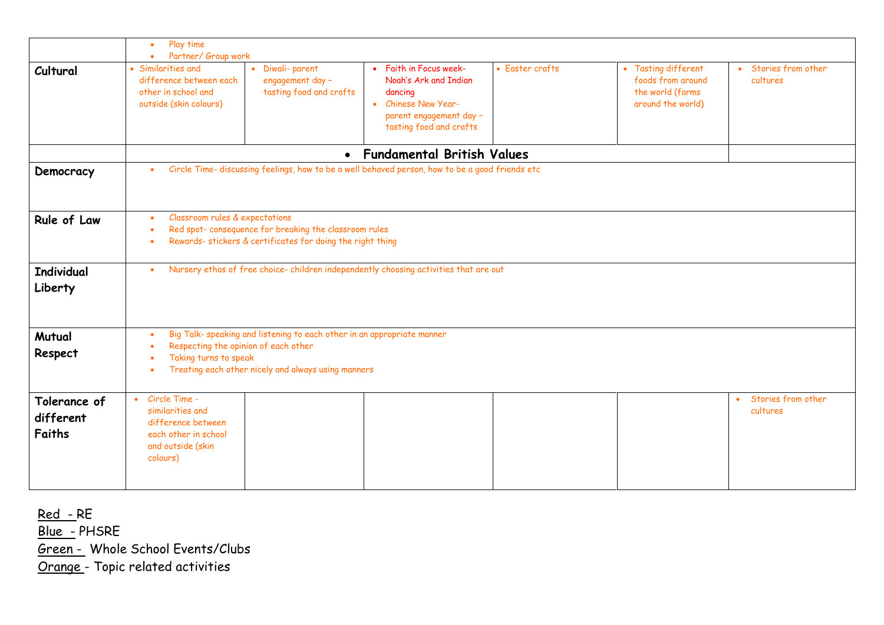| | | | | | | |
|---|---|---|---|---|---|---|
| | • Play time<br>• Partner/ Group work | | | | | |
| **Cultural** | • Similarities and difference between each other in school and outside (skin colours) | • Diwali- parent engagement day – tasting food and crafts | • Faith in Focus week- Noah's Ark and Indian dancing<br>• Chinese New Year- parent engagement day – tasting food and crafts | • Easter crafts | • Tasting different foods from around the world (farms around the world) | • Stories from other cultures |
| | **Fundamental British Values** | | | | | |
| **Democracy** | • Circle Time- discussing feelings, how to be a well behaved person, how to be a good friends etc | | | | | |
| **Rule of Law** | • Classroom rules & expectations<br>• Red spot- consequence for breaking the classroom rules<br>• Rewards- stickers & certificates for doing the right thing | | | | | |
| **Individual Liberty** | • Nursery ethos of free choice- children independently choosing activities that are out | | | | | |
| **Mutual Respect** | • Big Talk- speaking and listening to each other in an appropriate manner<br>• Respecting the opinion of each other<br>• Taking turns to speak<br>• Treating each other nicely and always using manners | | | | | |
| **Tolerance of different Faiths** | • Circle Time - similarities and difference between each other in school and outside (skin colours) | | | | | • Stories from other cultures |

Red - RE
Blue - PHSRE
Green - Whole School Events/Clubs
Orange - Topic related activities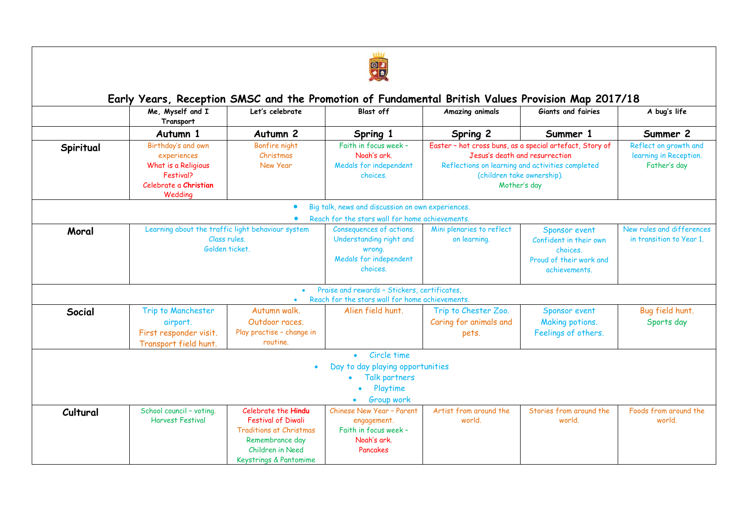# Early Years, Reception SMSC and the Promotion of Fundamental British Values Provision Map 2017/18

| | Me, Myself and I Transport | Let's celebrate | Blast off | Amazing animals | Giants and fairies | A bug's life |
|---|---|---|---|---|---|---|
| | **Autumn 1** | **Autumn 2** | **Spring 1** | **Spring 2** | **Summer 1** | **Summer 2** |
| **Spiritual** | Birthday's and own experiences<br>What is a Religious Festival?<br>Celebrate a **Christian** Wedding | Bonfire night<br>Christmas<br>New Year | Faith in focus week – Noah's ark.<br>Medals for independent choices. | Easter – hot cross buns, as a special artefact, Story of Jesus's death and resurrection<br>Reflections on learning and activities completed (children take ownership).<br>Mother's day | | Reflect on growth and learning in Reception.<br>Father's day |
| • Big talk, news and discussion on own experiences.<br>• Reach for the stars wall for home achievements. | | | | | | |
| **Moral** | Learning about the traffic light behaviour system<br>Class rules.<br>Golden ticket. | | Consequences of actions.<br>Understanding right and wrong.<br>Medals for independent choices. | Mini plenaries to reflect on learning. | Sponsor event<br>Confident in their own choices.<br>Proud of their work and achievements. | New rules and differences in transition to Year 1. |
| • Praise and rewards – Stickers, certificates,<br>• Reach for the stars wall for home achievements. | | | | | | |
| **Social** | Trip to Manchester airport.<br>First responder visit.<br>Transport field hunt. | Autumn walk.<br>Outdoor races.<br>Play practise – change in routine. | Alien field hunt. | Trip to Chester Zoo.<br>Caring for animals and pets. | Sponsor event<br>Making potions.<br>Feelings of others. | Bug field hunt.<br>Sports day |
| • Circle time<br>• Day to day playing opportunities<br>• Talk partners<br>• Playtime<br>• Group work | | | | | | |
| **Cultural** | School council – voting.<br>Harvest Festival | Celebrate the **Hindu** Festival of Diwali<br>Traditions at Christmas<br>Remembrance day<br>Children in Need<br>Keystrings & Pantomime | Chinese New Year – Parent engagement.<br>Faith in focus week – Noah's ark.<br>Pancakes | Artist from around the world. | Stories from around the world. | Foods from around the world. |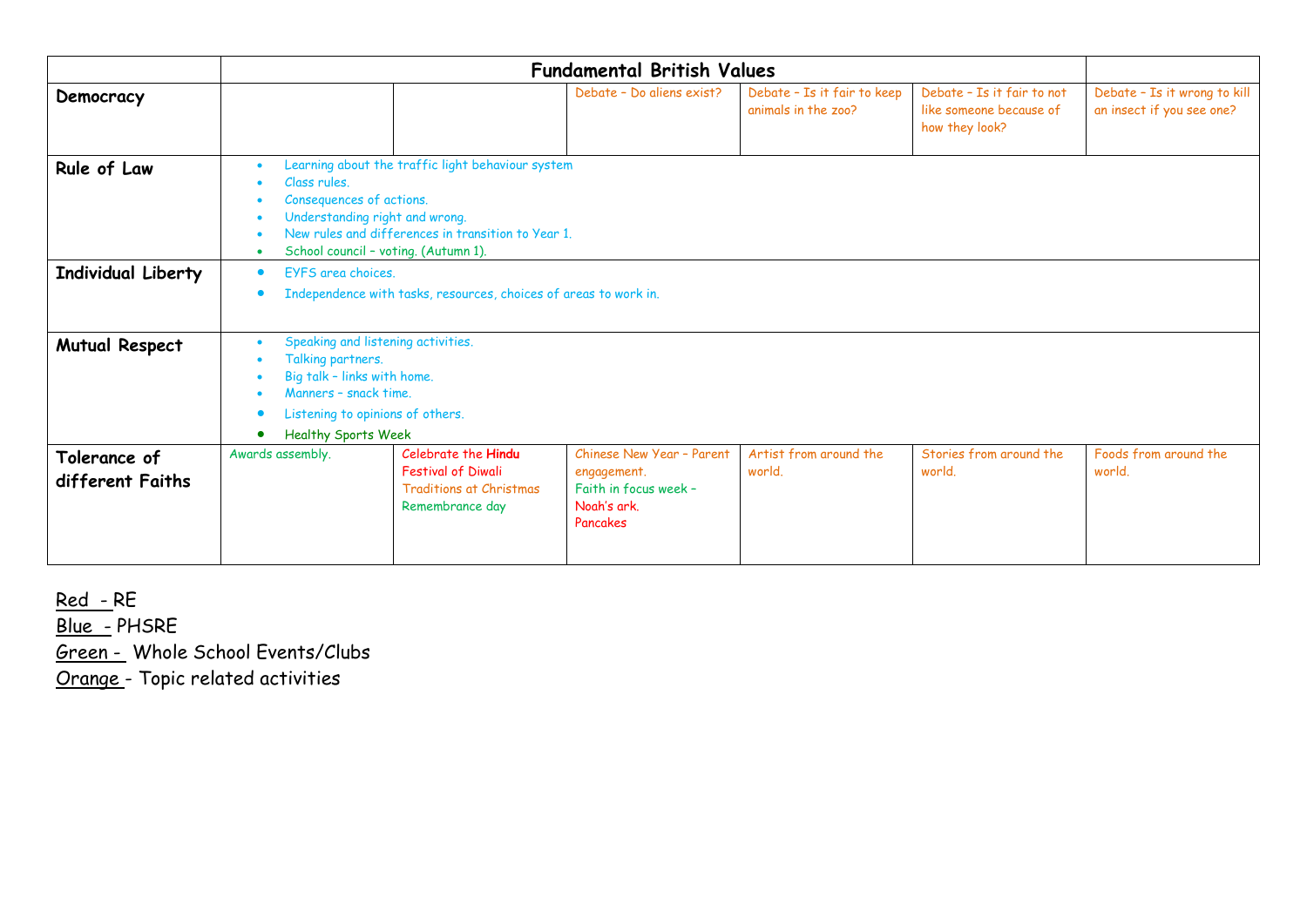| | Fundamental British Values | | | | | |
|---|---|---|---|---|---|---|
| **Democracy** | | | Debate – Do aliens exist? | Debate – Is it fair to keep animals in the zoo? | Debate – Is it fair to not like someone because of how they look? | Debate – Is it wrong to kill an insect if you see one? |
| **Rule of Law** | • Learning about the traffic light behaviour system<br>• Class rules.<br>• Consequences of actions.<br>• Understanding right and wrong.<br>• New rules and differences in transition to Year 1.<br>• School council – voting. (Autumn 1). | | | | | |
| **Individual Liberty** | • EYFS area choices.<br>• Independence with tasks, resources, choices of areas to work in. | | | | | |
| **Mutual Respect** | • Speaking and listening activities.<br>• Talking partners.<br>• Big talk – links with home.<br>• Manners – snack time.<br>• Listening to opinions of others.<br>• Healthy Sports Week | | | | | |
| **Tolerance of different Faiths** | Awards assembly. | Celebrate the **Hindu** Festival of Diwali<br>Traditions at Christmas<br>Remembrance day | Chinese New Year – Parent engagement.<br>Faith in focus week – Noah's ark.<br>Pancakes | Artist from around the world. | Stories from around the world. | Foods from around the world. |

Red - RE
Blue - PHSRE
Green - Whole School Events/Clubs
Orange - Topic related activities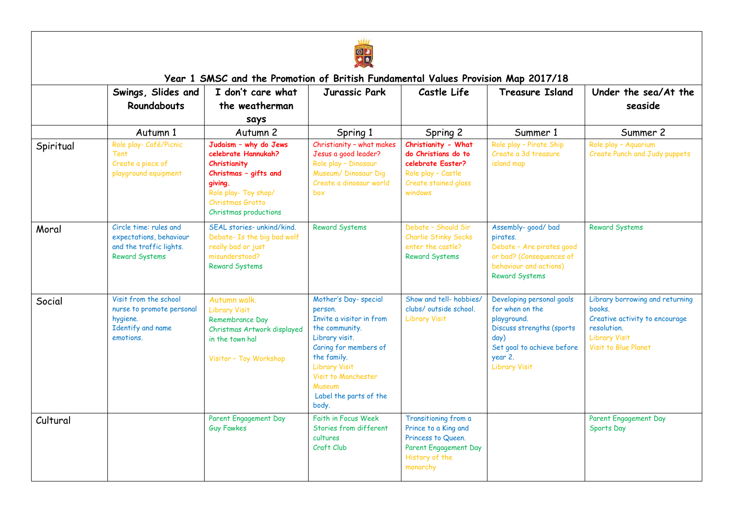# Year 1 SMSC and the Promotion of British Fundamental Values Provision Map 2017/18

| | Swings, Slides and Roundabouts | I don't care what the weatherman says | Jurassic Park | Castle Life | Treasure Island | Under the sea/At the seaside |
|---|---|---|---|---|---|---|
| | Autumn 1 | Autumn 2 | Spring 1 | Spring 2 | Summer 1 | Summer 2 |
| Spiritual | Role play- Café/Picnic Tent<br>Create a piece of playground equipment | **Judaism – why do Jews celebrate Hannukah?**<br>**Christianity**<br>**Christmas – gifts and giving.**<br>Role play- Toy shop/ Christmas Grotto<br>Christmas productions | Christianity – what makes Jesus a good leader?<br>Role play – Dinosaur Museum/ Dinosaur Dig<br>Create a dinosaur world box | **Christianity - What do Christians do to celebrate Easter?**<br>Role play – Castle<br>Create stained glass windows | Role play – Pirate Ship<br>Create a 3d treasure island map | Role play – Aquarium<br>Create Punch and Judy puppets |
| Moral | Circle time: rules and expectations, behaviour and the traffic lights.<br>Reward Systems | SEAL stories- unkind/kind.<br>Debate- Is the big bad wolf really bad or just misunderstood?<br>Reward Systems | Reward Systems | Debate – Should Sir Charlie Stinky Socks enter the castle?<br>Reward Systems | Assembly- good/ bad pirates.<br>Debate – Are pirates good or bad? (Consequences of behaviour and actions)<br>Reward Systems | Reward Systems |
| Social | Visit from the school nurse to promote personal hygiene.<br>Identify and name emotions. | Autumn walk.<br>Library Visit<br>Remembrance Day<br>Christmas Artwork displayed in the town hal<br><br>Visitor – Toy Workshop | Mother's Day- special person.<br>Invite a visitor in from the community.<br>Library visit.<br>Caring for members of the family.<br>Library Visit<br>Visit to Manchester Museum<br>Label the parts of the body. | Show and tell- hobbies/ clubs/ outside school.<br>Library Visit | Developing personal goals for when on the playground.<br>Discuss strengths (sports day)<br>Set goal to achieve before year 2.<br>Library Visit | Library borrowing and returning books.<br>Creative activity to encourage resolution.<br>Library Visit<br>Visit to Blue Planet |
| Cultural | | Parent Engagement Day<br>Guy Fawkes | Faith in Focus Week<br>Stories from different cultures<br>Craft Club | Transitioning from a Prince to a King and Princess to Queen.<br>Parent Engagement Day<br>History of the monarchy | | Parent Engagement Day<br>Sports Day |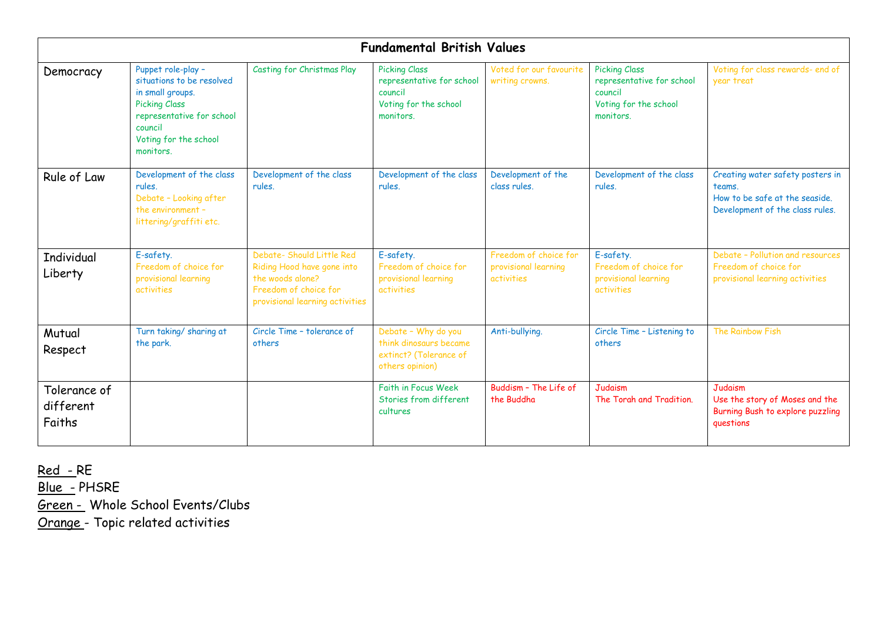| Fundamental British Values | | | | | | |
|---|---|---|---|---|---|---|
| Democracy | Puppet role-play – situations to be resolved in small groups.<br>Picking Class representative for school council<br>Voting for the school monitors. | Casting for Christmas Play | Picking Class representative for school council<br>Voting for the school monitors. | Voted for our favourite writing crowns. | Picking Class representative for school council<br>Voting for the school monitors. | Voting for class rewards- end of year treat |
| Rule of Law | Development of the class rules.<br>Debate – Looking after the environment – littering/graffiti etc. | Development of the class rules. | Development of the class rules. | Development of the class rules. | Development of the class rules. | Creating water safety posters in teams.<br>How to be safe at the seaside.<br>Development of the class rules. |
| Individual Liberty | E-safety.<br>Freedom of choice for provisional learning activities | Debate- Should Little Red Riding Hood have gone into the woods alone?<br>Freedom of choice for provisional learning activities | E-safety.<br>Freedom of choice for provisional learning activities | Freedom of choice for provisional learning activities | E-safety.<br>Freedom of choice for provisional learning activities | Debate – Pollution and resources<br>Freedom of choice for provisional learning activities |
| Mutual Respect | Turn taking/ sharing at the park. | Circle Time – tolerance of others | Debate – Why do you think dinosaurs became extinct? (Tolerance of others opinion) | Anti-bullying. | Circle Time – Listening to others | The Rainbow Fish |
| Tolerance of different Faiths | | | Faith in Focus Week<br>Stories from different cultures | Buddhism – The Life of the Buddha | Judaism<br>The Torah and Tradition. | Judaism<br>Use the story of Moses and the Burning Bush to explore puzzling questions |

Red - RE
Blue - PHSRE
Green - Whole School Events/Clubs
Orange - Topic related activities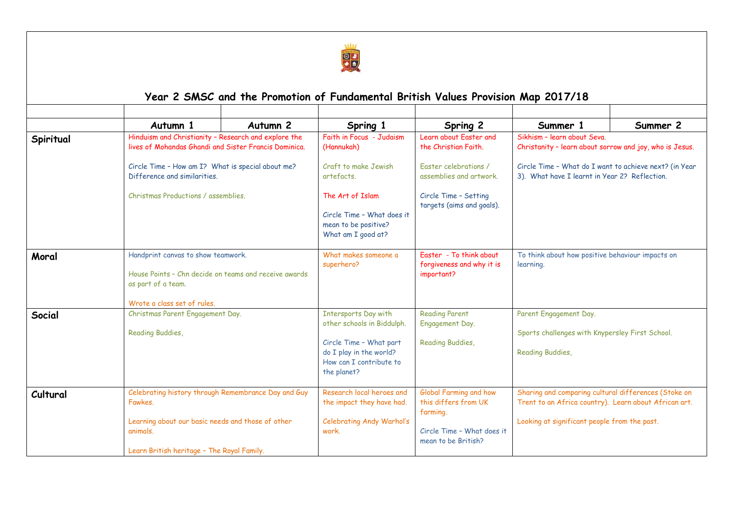# Year 2 SMSC and the Promotion of Fundamental British Values Provision Map 2017/18

| | Autumn 1 | Autumn 2 | Spring 1 | Spring 2 | Summer 1 | Summer 2 |
|---|---|---|---|---|---|---|
| **Spiritual** | Hinduism and Christianity – Research and explore the lives of Mohandas Ghandi and Sister Francis Dominica.<br><br>Circle Time – How am I? What is special about me? Difference and similarities.<br><br>Christmas Productions / assemblies. | | Faith in Focus - Judaism (Hannukah)<br><br>Craft to make Jewish artefacts.<br><br>The Art of Islam<br><br>Circle Time – What does it mean to be positive? What am I good at? | Learn about Easter and the Christian Faith.<br><br>Easter celebrations / assemblies and artwork.<br><br>Circle Time – Setting targets (aims and goals). | Sikhism – learn about Seva.<br>Christanity – learn about sorrow and joy, who is Jesus.<br><br>Circle Time – What do I want to achieve next? (in Year 3). What have I learnt in Year 2? Reflection. | |
| **Moral** | Handprint canvas to show teamwork.<br><br>House Points – Chn decide on teams and receive awards as part of a team.<br><br>Wrote a class set of rules. | | What makes someone a superhero? | Easter - To think about forgiveness and why it is important? | To think about how positive behaviour impacts on learning. | |
| **Social** | Christmas Parent Engagement Day.<br><br>Reading Buddies, | | Intersports Day with other schools in Biddulph.<br><br>Circle Time – What part do I play in the world? How can I contribute to the planet? | Reading Parent Engagement Day.<br><br>Reading Buddies, | Parent Engagement Day.<br><br>Sports challenges with Knypersley First School.<br><br>Reading Buddies, | |
| **Cultural** | Celebrating history through Remembrance Day and Guy Fawkes.<br><br>Learning about our basic needs and those of other animals.<br><br>Learn British heritage – The Royal Family. | | Research local heroes and the impact they have had.<br><br>Celebrating Andy Warhol's work. | Global Farming and how this differs from UK farming.<br><br>Circle Time – What does it mean to be British? | Sharing and comparing cultural differences (Stoke on Trent to an Africa country). Learn about African art.<br><br>Looking at significant people from the past. | |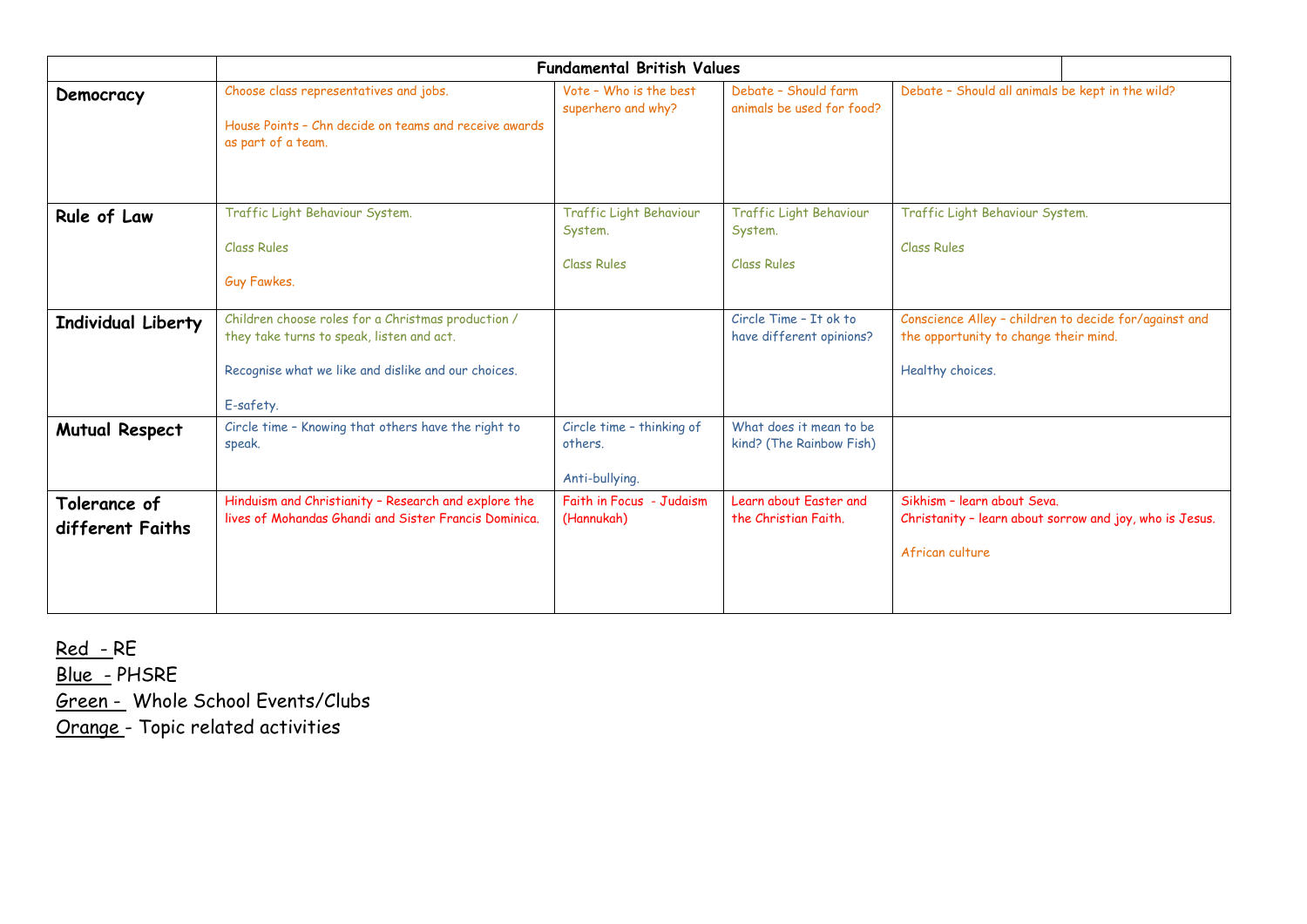|  | Fundamental British Values | | | | |
|---|---|---|---|---|---|
| **Democracy** | Choose class representatives and jobs.<br><br>House Points – Chn decide on teams and receive awards as part of a team. | Vote – Who is the best superhero and why? | Debate – Should farm animals be used for food? | Debate – Should all animals be kept in the wild? | |
| **Rule of Law** | Traffic Light Behaviour System.<br><br>Class Rules<br><br>Guy Fawkes. | Traffic Light Behaviour System.<br><br>Class Rules | Traffic Light Behaviour System.<br><br>Class Rules | Traffic Light Behaviour System.<br><br>Class Rules | |
| **Individual Liberty** | Children choose roles for a Christmas production / they take turns to speak, listen and act.<br><br>Recognise what we like and dislike and our choices.<br><br>E-safety. | | Circle Time – It ok to have different opinions? | Conscience Alley – children to decide for/against and the opportunity to change their mind.<br><br>Healthy choices. | |
| **Mutual Respect** | Circle time – Knowing that others have the right to speak. | Circle time – thinking of others.<br><br>Anti-bullying. | What does it mean to be kind? (The Rainbow Fish) | | |
| **Tolerance of different Faiths** | Hinduism and Christianity – Research and explore the lives of Mohandas Ghandi and Sister Francis Dominica. | Faith in Focus - Judaism (Hannukah) | Learn about Easter and the Christian Faith. | Sikhism – learn about Seva.<br>Christanity – learn about sorrow and joy, who is Jesus.<br><br>African culture | |

Red - RE
Blue - PHSRE
Green - Whole School Events/Clubs
Orange - Topic related activities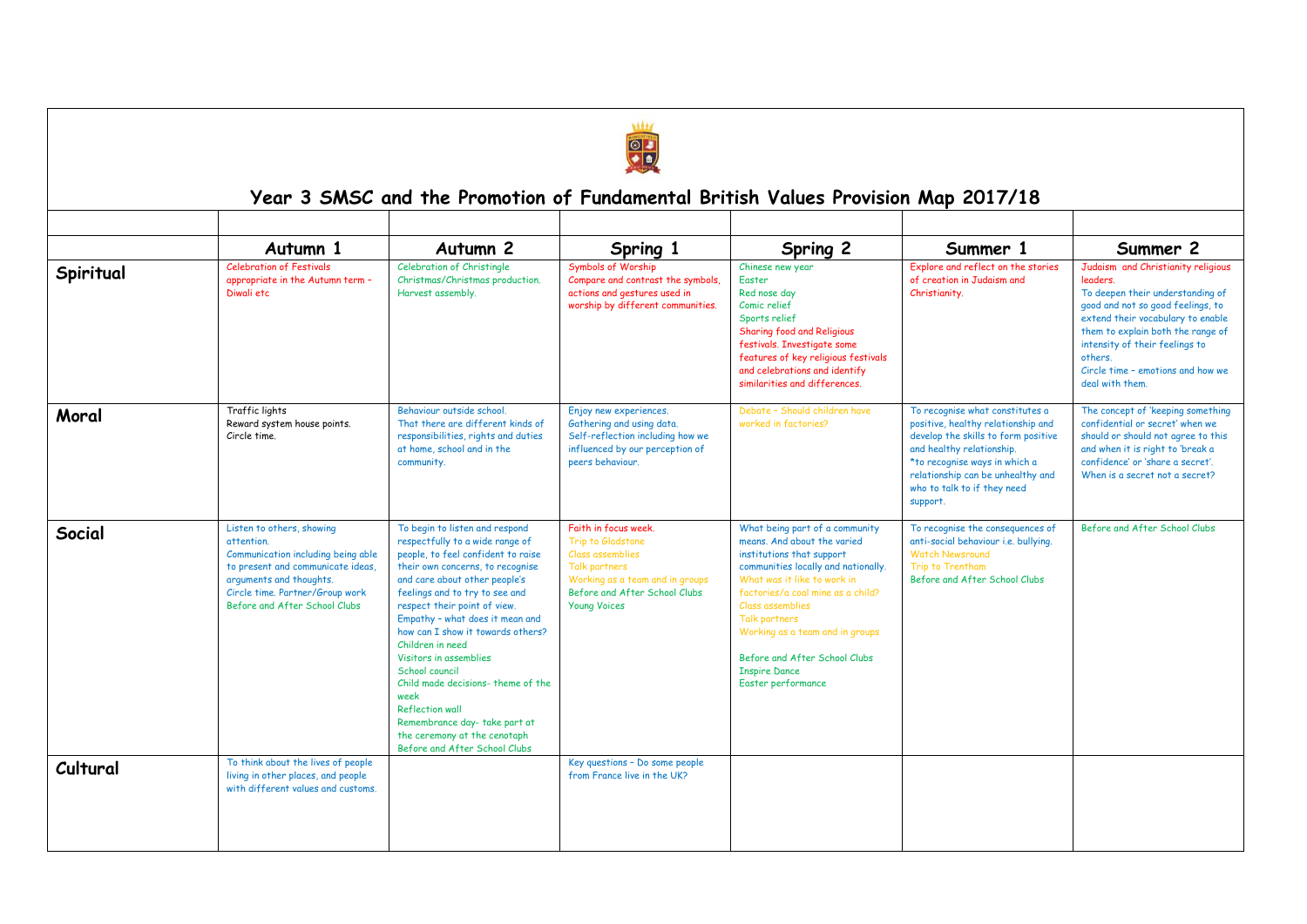# Year 3 SMSC and the Promotion of Fundamental British Values Provision Map 2017/18

| | Autumn 1 | Autumn 2 | Spring 1 | Spring 2 | Summer 1 | Summer 2 |
|---|---|---|---|---|---|---|
| **Spiritual** | Celebration of Festivals appropriate in the Autumn term – Diwali etc | Celebration of Christingle Christmas/Christmas production. Harvest assembly. | Symbols of Worship Compare and contrast the symbols, actions and gestures used in worship by different communities. | Chinese new year<br>Easter<br>Red nose day<br>Comic relief<br>Sports relief<br>Sharing food and Religious festivals. Investigate some features of key religious festivals and celebrations and identify similarities and differences. | Explore and reflect on the stories of creation in Judaism and Christianity. | Judaism and Christianity religious leaders.<br>To deepen their understanding of good and not so good feelings, to extend their vocabulary to enable them to explain both the range of intensity of their feelings to others.<br>Circle time – emotions and how we deal with them. |
| **Moral** | Traffic lights<br>Reward system house points.<br>Circle time. | Behaviour outside school.<br>That there are different kinds of responsibilities, rights and duties at home, school and in the community. | Enjoy new experiences.<br>Gathering and using data.<br>Self-reflection including how we influenced by our perception of peers behaviour. | Debate – Should children have worked in factories? | To recognise what constitutes a positive, healthy relationship and develop the skills to form positive and healthy relationship.<br>*to recognise ways in which a relationship can be unhealthy and who to talk to if they need support. | The concept of 'keeping something confidential or secret' when we should or should not agree to this and when it is right to 'break a confidence' or 'share a secret'. When is a secret not a secret? |
| **Social** | Listen to others, showing attention.<br>Communication including being able to present and communicate ideas, arguments and thoughts.<br>Circle time. Partner/Group work<br>Before and After School Clubs | To begin to listen and respond respectfully to a wide range of people, to feel confident to raise their own concerns, to recognise and care about other people's feelings and to try to see and respect their point of view.<br>Empathy – what does it mean and how can I show it towards others?<br>Children in need<br>Visitors in assemblies<br>School council<br>Child made decisions- theme of the week<br>Reflection wall<br>Remembrance day- take part at the ceremony at the cenotaph<br>Before and After School Clubs | Faith in focus week.<br>Trip to Gladstone<br>Class assemblies<br>Talk partners<br>Working as a team and in groups<br>Before and After School Clubs<br>Young Voices | What being part of a community means. And about the varied institutions that support communities locally and nationally.<br>What was it like to work in factories/a coal mine as a child?<br>Class assemblies<br>Talk partners<br>Working as a team and in groups<br><br>Before and After School Clubs<br>Inspire Dance<br>Easter performance | To recognise the consequences of anti-social behaviour i.e. bullying.<br>Watch Newsround<br>Trip to Trentham<br>Before and After School Clubs | Before and After School Clubs |
| **Cultural** | To think about the lives of people living in other places, and people with different values and customs. | | Key questions – Do some people from France live in the UK? | | | |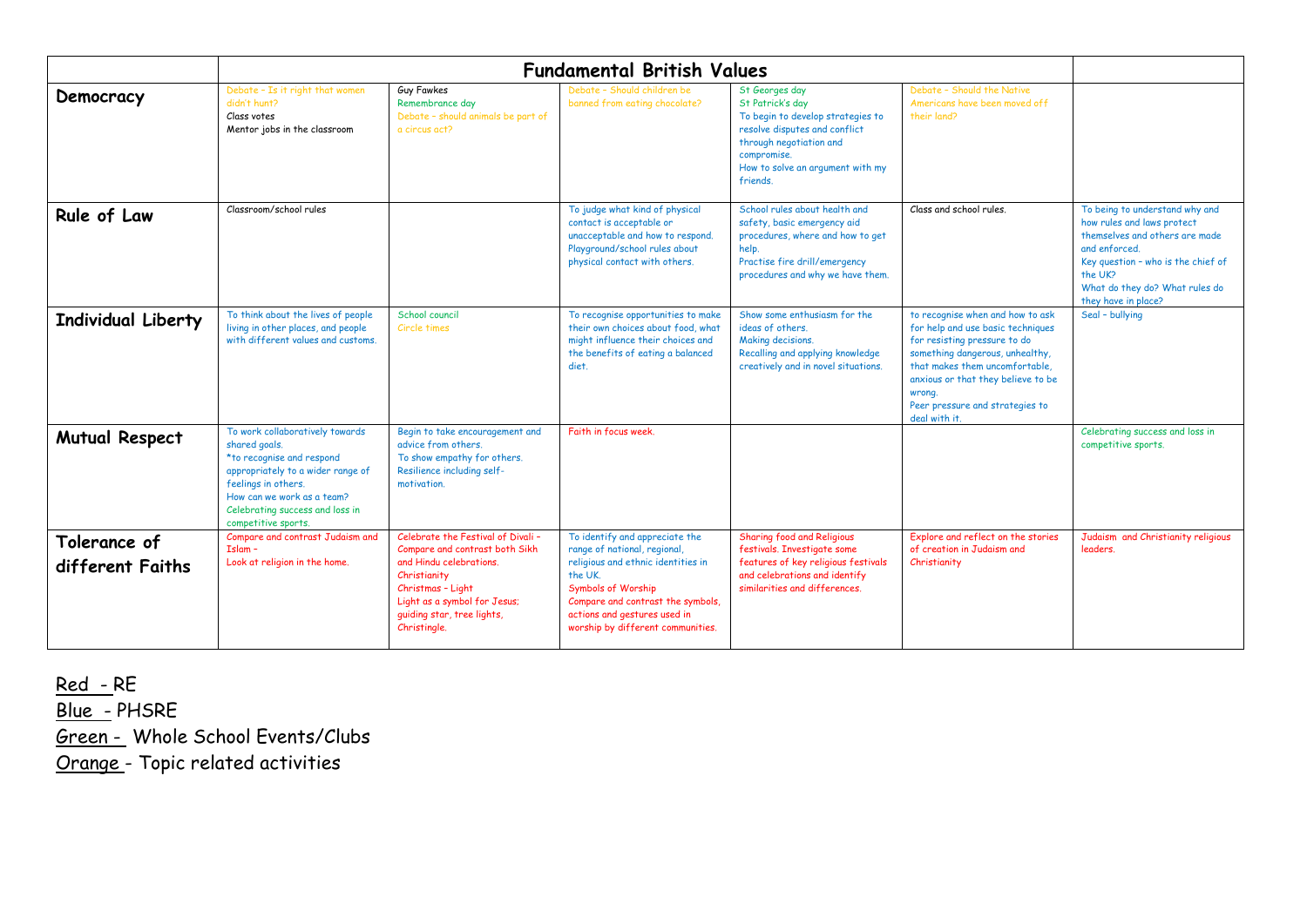| | Fundamental British Values | | | | | |
|---|---|---|---|---|---|---|
| **Democracy** | Debate – Is it right that women didn't hunt?<br>Class votes<br>Mentor jobs in the classroom | Guy Fawkes<br>Remembrance day<br>Debate – should animals be part of a circus act? | Debate – Should children be banned from eating chocolate? | St Georges day<br>St Patrick's day<br>To begin to develop strategies to resolve disputes and conflict through negotiation and compromise.<br>How to solve an argument with my friends. | Debate – Should the Native Americans have been moved off their land? | |
| **Rule of Law** | Classroom/school rules | | To judge what kind of physical contact is acceptable or unacceptable and how to respond.<br>Playground/school rules about physical contact with others. | School rules about health and safety, basic emergency aid procedures, where and how to get help.<br>Practise fire drill/emergency procedures and why we have them. | Class and school rules. | To being to understand why and how rules and laws protect themselves and others are made and enforced.<br>Key question – who is the chief of the UK?<br>What do they do? What rules do they have in place? |
| **Individual Liberty** | To think about the lives of people living in other places, and people with different values and customs. | School council<br>Circle times | To recognise opportunities to make their own choices about food, what might influence their choices and the benefits of eating a balanced diet. | Show some enthusiasm for the ideas of others.<br>Making decisions.<br>Recalling and applying knowledge creatively and in novel situations. | to recognise when and how to ask for help and use basic techniques for resisting pressure to do something dangerous, unhealthy, that makes them uncomfortable, anxious or that they believe to be wrong.<br>Peer pressure and strategies to deal with it. | Seal – bullying |
| **Mutual Respect** | To work collaboratively towards shared goals.<br>*to recognise and respond appropriately to a wider range of feelings in others.<br>How can we work as a team?<br>Celebrating success and loss in competitive sports. | Begin to take encouragement and advice from others.<br>To show empathy for others.<br>Resilience including self-motivation. | Faith in focus week. | | | Celebrating success and loss in competitive sports. |
| **Tolerance of different Faiths** | Compare and contrast Judaism and Islam –<br>Look at religion in the home. | Celebrate the Festival of Divali – Compare and contrast both Sikh and Hindu celebrations.<br>Christianity<br>Christmas – Light<br>Light as a symbol for Jesus; guiding star, tree lights, Christingle. | To identify and appreciate the range of national, regional, religious and ethnic identities in the UK.<br>Symbols of Worship<br>Compare and contrast the symbols, actions and gestures used in worship by different communities. | Sharing food and Religious festivals. Investigate some features of key religious festivals and celebrations and identify similarities and differences. | Explore and reflect on the stories of creation in Judaism and Christianity | Judaism and Christianity religious leaders. |

Red - RE
Blue - PHSRE
Green - Whole School Events/Clubs
Orange - Topic related activities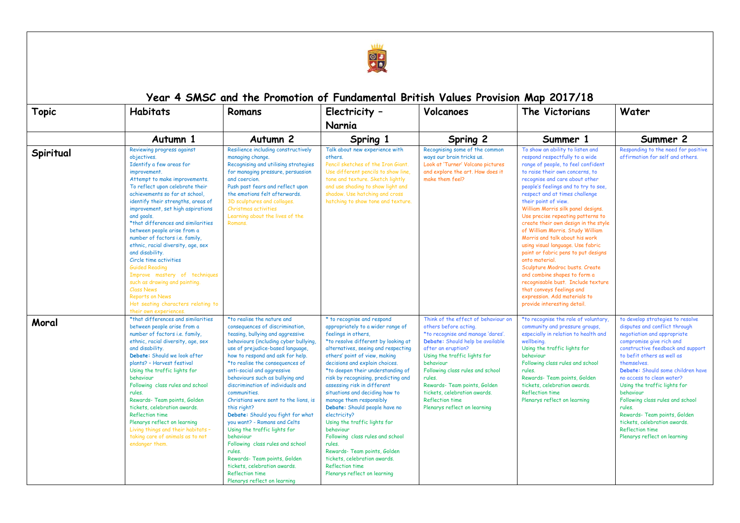# Year 4 SMSC and the Promotion of Fundamental British Values Provision Map 2017/18

| Topic | Habitats | Romans | Electricity – Narnia | Volcanoes | The Victorians | Water |
|---|---|---|---|---|---|---|
| | **Autumn 1** | **Autumn 2** | **Spring 1** | **Spring 2** | **Summer 1** | **Summer 2** |
| **Spiritual** | Reviewing progress against objectives.<br>Identify a few areas for improvement.<br>Attempt to make improvements.<br>To reflect upon celebrate their achievements so far at school, identify their strengths, areas of improvement, set high aspirations and goals.<br>*that differences and similarities between people arise from a number of factors i.e. family, ethnic, racial diversity, age, sex and disability.<br>Circle time activities<br>Guided Reading<br>Improve mastery of techniques such as drawing and painting.<br>Class News<br>Reports on News<br>Hot seating characters relating to their own experiences. | Resilience including constructively managing change.<br>Recognising and utilising strategies for managing pressure, persuasion and coercion.<br>Push past fears and reflect upon the emotions felt afterwards.<br>3D sculptures and collages.<br>Christmas activities<br>Learning about the lives of the Romans. | Talk about new experience with others.<br>Pencil sketches of the Iron Giant. Use different pencils to show line, tone and texture. Sketch lightly and use shading to show light and shadow. Use hatching and cross hatching to show tone and texture. | Recognising some of the common ways our brain tricks us.<br>Look at 'Turner' Volcano pictures and explore the art. How does it make them feel? | To show an ability to listen and respond respectfully to a wide range of people, to feel confident to raise their own concerns, to recognise and care about other people's feelings and to try to see, respect and at times challenge their point of view.<br>William Morris silk panel designs. Use precise repeating patterns to create their own design in the style of William Morris. Study William Morris and talk about his work using visual language. Use fabric paint or fabric pens to put designs onto material.<br>Sculpture Modroc busts. Create and combine shapes to form a recognisable bust. Include texture that conveys feelings and expression. Add materials to provide interesting detail. | Responding to the need for positive affirmation for self and others. |
| **Moral** | *that differences and similarities between people arise from a number of factors i.e. family, ethnic, racial diversity, age, sex and disability.<br>**Debate:** Should we look after plants? – Harvest festival<br>Using the traffic lights for behaviour<br>Following class rules and school rules.<br>Rewards- Team points, Golden tickets, celebration awards.<br>Reflection time<br>Plenarys reflect on learning<br>Living things and their habitats - taking care of animals as to not endanger them. | *to realise the nature and consequences of discrimination, teasing, bullying and aggressive behaviours (including cyber bullying, use of prejudice-based language, how to respond and ask for help.<br>*to realise the consequences of anti-social and aggressive behaviours such as bullying and discrimination of individuals and communities.<br>Christians were sent to the lions, is this right?<br>**Debate:** Should you fight for what you want? - Romans and Celts<br>Using the traffic lights for behaviour<br>Following class rules and school rules.<br>Rewards- Team points, Golden tickets, celebration awards.<br>Reflection time<br>Plenarys reflect on learning | * to recognise and respond appropriately to a wider range of feelings in others,<br>*to resolve different by looking at alternatives, seeing and respecting others' point of view, making decisions and explain choices.<br>*to deepen their understanding of risk by recognising, predicting and assessing risk in different situations and deciding how to manage them responsibly<br>**Debate:** Should people have no electricity?<br>Using the traffic lights for behaviour<br>Following class rules and school rules.<br>Rewards- Team points, Golden tickets, celebration awards.<br>Reflection time<br>Plenarys reflect on learning | Think of the effect of behaviour on others before acting.<br>*to recognise and manage 'dares'.<br>**Debate:** Should help be available after an eruption?<br>Using the traffic lights for behaviour<br>Following class rules and school rules.<br>Rewards- Team points, Golden tickets, celebration awards.<br>Reflection time<br>Plenarys reflect on learning | *to recognise the role of voluntary, community and pressure groups, especially in relation to health and wellbeing.<br>Using the traffic lights for behaviour<br>Following class rules and school rules.<br>Rewards- Team points, Golden tickets, celebration awards.<br>Reflection time<br>Plenarys reflect on learning | to develop strategies to resolve disputes and conflict through negotiation and appropriate compromise give rich and constructive feedback and support to befit others as well as themselves.<br>**Debate:** Should some children have no access to clean water?<br>Using the traffic lights for behaviour<br>Following class rules and school rules.<br>Rewards- Team points, Golden tickets, celebration awards.<br>Reflection time<br>Plenarys reflect on learning |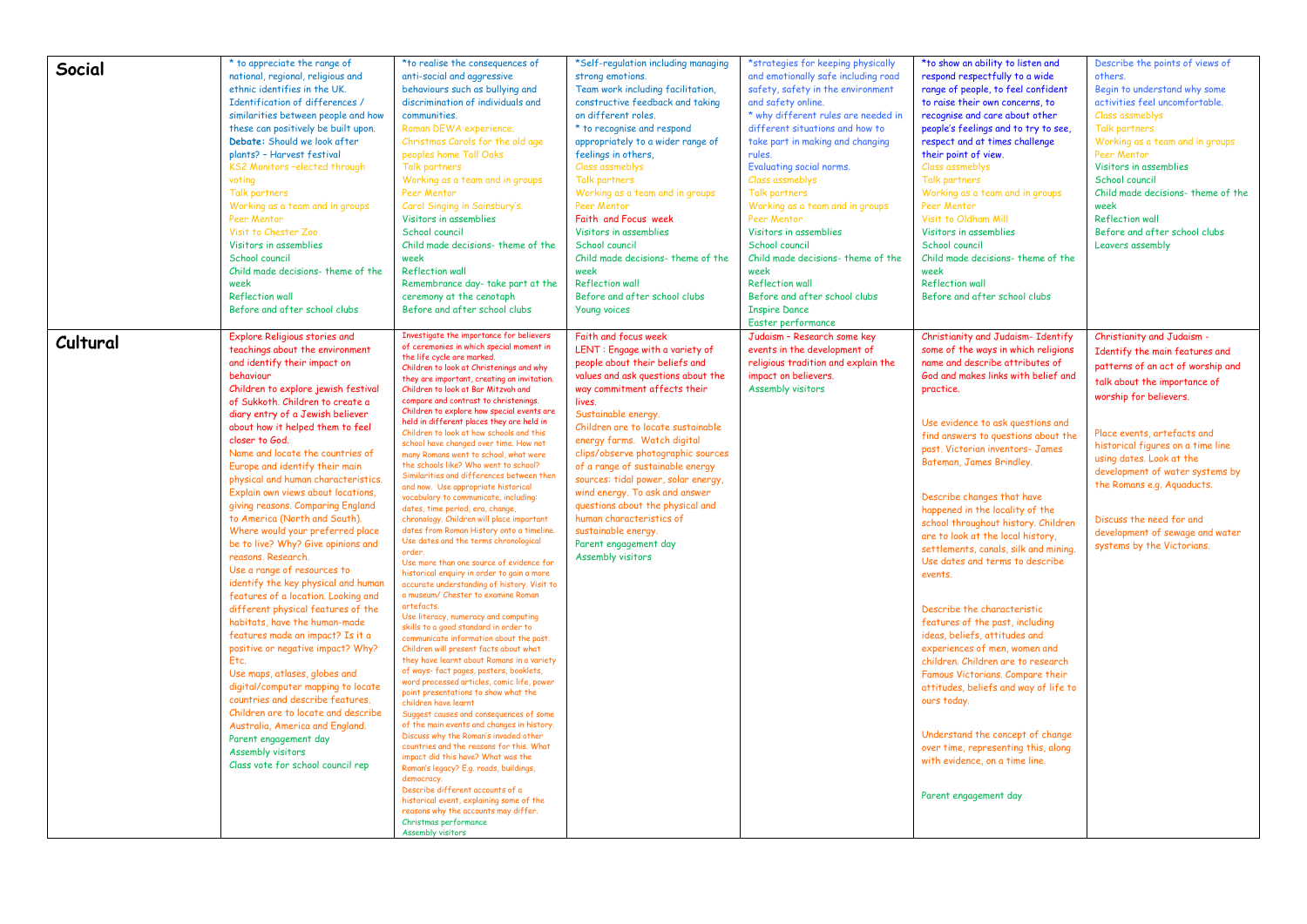| | | | | | | |
|---|---|---|---|---|---|---|
| **Social** | * to appreciate the range of national, regional, religious and ethnic identifies in the UK.<br>Identification of differences / similarities between people and how these can positively be built upon.<br>**Debate:** Should we look after plants? – Harvest festival<br>KS2 Monitors –elected through voting<br>Talk partners<br>Working as a team and in groups<br>Peer Mentor<br>Visit to Chester Zoo<br>Visitors in assemblies<br>School council<br>Child made decisions- theme of the week<br>Reflection wall<br>Before and after school clubs | *to realise the consequences of anti-social and aggressive behaviours such as bullying and discrimination of individuals and communities.<br>Roman DEWA experience.<br>Christmas Carols for the old age peoples home Tall Oaks<br>Talk partners<br>Working as a team and in groups<br>Peer Mentor<br>Carol Singing in Sainsbury's.<br>Visitors in assemblies<br>School council<br>Child made decisions- theme of the week<br>Reflection wall<br>Remembrance day- take part at the ceremony at the cenotaph<br>Before and after school clubs | *Self-regulation including managing strong emotions.<br>Team work including facilitation, constructive feedback and taking on different roles.<br>* to recognise and respond appropriately to a wider range of feelings in others,<br>Class assmeblys<br>Talk partners<br>Working as a team and in groups<br>Peer Mentor<br>Faith and Focus week<br>Visitors in assemblies<br>School council<br>Child made decisions- theme of the week<br>Reflection wall<br>Before and after school clubs<br>Young voices | *strategies for keeping physically and emotionally safe including road safety, safety in the environment and safety online.<br>* why different rules are needed in different situations and how to take part in making and changing rules.<br>Evaluating social norms.<br>Class assmeblys<br>Talk partners<br>Working as a team and in groups<br>Peer Mentor<br>Visitors in assemblies<br>School council<br>Child made decisions- theme of the week<br>Reflection wall<br>Before and after school clubs<br>Inspire Dance<br>Easter performance | *to show an ability to listen and respond respectfully to a wide range of people, to feel confident to raise their own concerns, to recognise and care about other people's feelings and to try to see, respect and at times challenge their point of view.<br>Class assmeblys<br>Talk partners<br>Working as a team and in groups<br>Peer Mentor<br>Visit to Oldham Mill<br>Visitors in assemblies<br>School council<br>Child made decisions- theme of the week<br>Reflection wall<br>Before and after school clubs | Describe the points of views of others.<br>Begin to understand why some activities feel uncomfortable.<br>Class assmeblys<br>Talk partners<br>Working as a team and in groups<br>Peer Mentor<br>Visitors in assemblies<br>School council<br>Child made decisions- theme of the week<br>Reflection wall<br>Before and after school clubs<br>Leavers assembly |
| **Cultural** | Explore Religious stories and teachings about the environment and identify their impact on behaviour<br>Children to explore jewish festival of Sukkoth. Children to create a diary entry of a Jewish believer about how it helped them to feel closer to God.<br>Name and locate the countries of Europe and identify their main physical and human characteristics.<br>Explain own views about locations, giving reasons. Comparing England to America (North and South).<br>Where would your preferred place be to live? Why? Give opinions and reasons. Research.<br>Use a range of resources to identify the key physical and human features of a location. Looking and different physical features of the habitats, have the human-made features made an impact? Is it a positive or negative impact? Why? Etc.<br>Use maps, atlases, globes and digital/computer mapping to locate countries and describe features.<br>Children are to locate and describe Australia, America and England.<br>Parent engagement day<br>Assembly visitors<br>Class vote for school council rep | Investigate the importance for believers of ceremonies in which special moment in the life cycle are marked.<br>Children to look at Christenings and why they are important, creating an invitation.<br>Children to look at Bar Mitzvah and compare and contrast to christenings.<br>Children to explore how special events are held in different places they are held in<br>Children to look at how schools and this school have changed over time. How not many Romans went to school, what were the schools like? Who went to school?<br>Similarities and differences between then and now. Use appropriate historical vocabulary to communicate, including: dates, time period, era, change, chronology. Children will place important dates from Roman History onto a timeline.<br>Use dates and the terms chronological order.<br>Use more than one source of evidence for historical enquiry in order to gain a more accurate understanding of history. Visit to a museum/ Chester to examine Roman artefacts.<br>Use literacy, numeracy and computing skills to a good standard in order to communicate information about the past.<br>Children will present facts about what they have learnt about Romans in a variety of ways- fact pages, posters, booklets, word processed articles, comic life, power point presentations to show what the children have learnt<br>Suggest causes and consequences of some of the main events and changes in history.<br>Discuss why the Roman's invaded other countries and the reasons for this. What impact did this have? What was the Roman's legacy? E.g. roads, buildings, democracy.<br>Describe different accounts of a historical event, explaining some of the reasons why the accounts may differ.<br>Christmas performance<br>Assembly visitors | Faith and focus week<br>LENT : Engage with a variety of people about their beliefs and values and ask questions about the way commitment affects their lives.<br>Sustainable energy.<br>Children are to locate sustainable energy farms. Watch digital clips/observe photographic sources of a range of sustainable energy sources: tidal power, solar energy, wind energy. To ask and answer questions about the physical and human characteristics of sustainable energy.<br>Parent engagement day<br>Assembly visitors | Judaism – Research some key events in the development of religious tradition and explain the impact on believers.<br>Assembly visitors | Christianity and Judaism- Identify some of the ways in which religions name and describe attributes of God and makes links with belief and practice.<br><br>Use evidence to ask questions and find answers to questions about the past. Victorian inventors- James Bateman, James Brindley.<br><br>Describe changes that have happened in the locality of the school throughout history. Children are to look at the local history, settlements, canals, silk and mining. Use dates and terms to describe events.<br><br>Describe the characteristic features of the past, including ideas, beliefs, attitudes and experiences of men, women and children. Children are to research Famous Victorians. Compare their attitudes, beliefs and way of life to ours today.<br><br>Understand the concept of change over time, representing this, along with evidence, on a time line.<br><br>Parent engagement day | Christianity and Judaism - Identify the main features and patterns of an act of worship and talk about the importance of worship for believers.<br><br>Place events, artefacts and historical figures on a time line using dates. Look at the development of water systems by the Romans e.g. Aquaducts.<br><br>Discuss the need for and development of sewage and water systems by the Victorians. |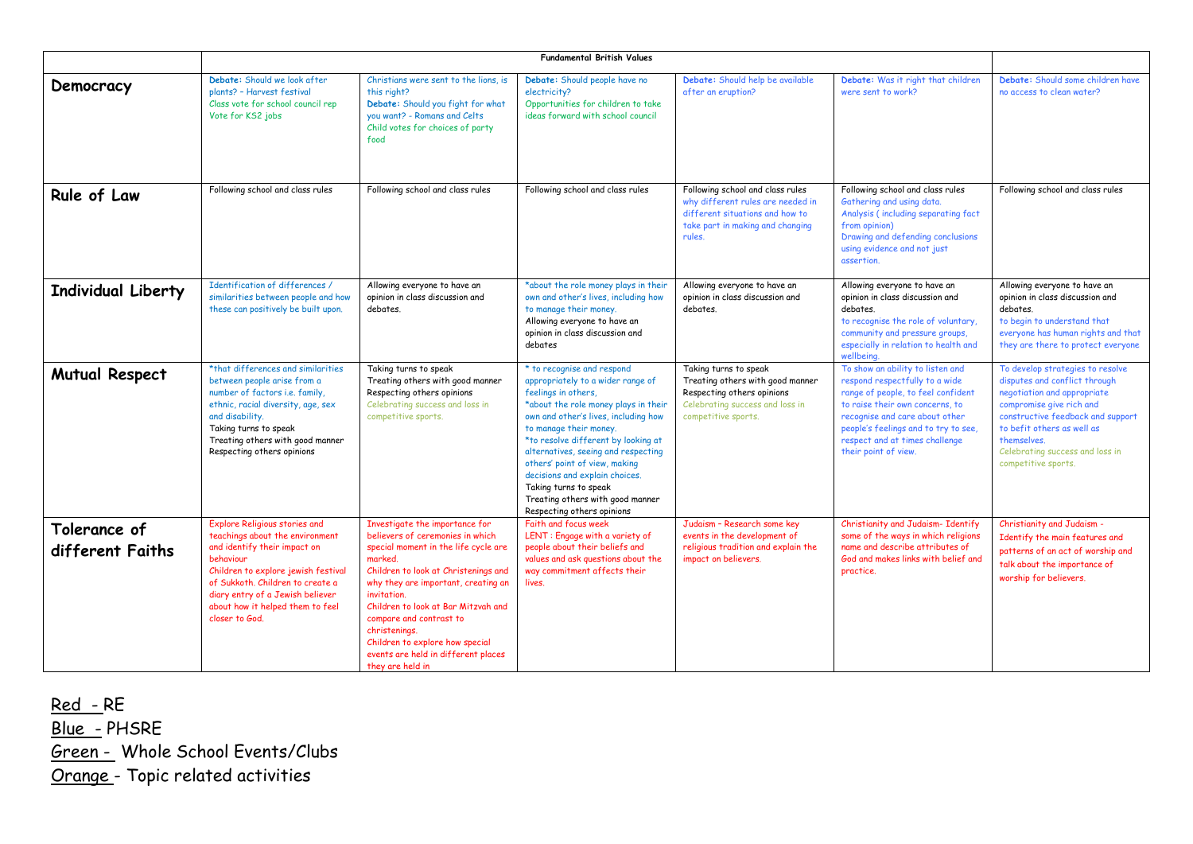| | Fundamental British Values | | | | | |
|---|---|---|---|---|---|---|
| **Democracy** | **Debate:** Should we look after plants? – Harvest festival<br>Class vote for school council rep<br>Vote for KS2 jobs | Christians were sent to the lions, is this right?<br>**Debate:** Should you fight for what you want? - Romans and Celts<br>Child votes for choices of party food | **Debate:** Should people have no electricity?<br>Opportunities for children to take ideas forward with school council | **Debate:** Should help be available after an eruption? | **Debate:** Was it right that children were sent to work? | **Debate:** Should some children have no access to clean water? |
| **Rule of Law** | Following school and class rules | Following school and class rules | Following school and class rules | Following school and class rules<br>why different rules are needed in different situations and how to take part in making and changing rules. | Following school and class rules<br>Gathering and using data.<br>Analysis ( including separating fact from opinion)<br>Drawing and defending conclusions using evidence and not just assertion. | Following school and class rules |
| **Individual Liberty** | Identification of differences / similarities between people and how these can positively be built upon. | Allowing everyone to have an opinion in class discussion and debates. | *about the role money plays in their own and other's lives, including how to manage their money.<br>Allowing everyone to have an opinion in class discussion and debates | Allowing everyone to have an opinion in class discussion and debates. | Allowing everyone to have an opinion in class discussion and debates.<br>to recognise the role of voluntary, community and pressure groups, especially in relation to health and wellbeing. | Allowing everyone to have an opinion in class discussion and debates.<br>to begin to understand that everyone has human rights and that they are there to protect everyone |
| **Mutual Respect** | *that differences and similarities between people arise from a number of factors i.e. family, ethnic, racial diversity, age, sex and disability.<br>Taking turns to speak<br>Treating others with good manner<br>Respecting others opinions | Taking turns to speak<br>Treating others with good manner<br>Respecting others opinions<br>Celebrating success and loss in competitive sports. | * to recognise and respond appropriately to a wider range of feelings in others,<br>*about the role money plays in their own and other's lives, including how to manage their money.<br>*to resolve different by looking at alternatives, seeing and respecting others' point of view, making decisions and explain choices.<br>Taking turns to speak<br>Treating others with good manner<br>Respecting others opinions | Taking turns to speak<br>Treating others with good manner<br>Respecting others opinions<br>Celebrating success and loss in competitive sports. | To show an ability to listen and respond respectfully to a wide range of people, to feel confident to raise their own concerns, to recognise and care about other people's feelings and to try to see, respect and at times challenge their point of view. | To develop strategies to resolve disputes and conflict through negotiation and appropriate compromise give rich and constructive feedback and support to befit others as well as themselves.<br>Celebrating success and loss in competitive sports. |
| **Tolerance of different Faiths** | Explore Religious stories and teachings about the environment and identify their impact on behaviour<br>Children to explore jewish festival of Sukkoth. Children to create a diary entry of a Jewish believer about how it helped them to feel closer to God. | Investigate the importance for believers of ceremonies in which special moment in the life cycle are marked.<br>Children to look at Christenings and why they are important, creating an invitation.<br>Children to look at Bar Mitzvah and compare and contrast to christenings.<br>Children to explore how special events are held in different places they are held in | Faith and focus week<br>LENT : Engage with a variety of people about their beliefs and values and ask questions about the way commitment affects their lives. | Judaism – Research some key events in the development of religious tradition and explain the impact on believers. | Christianity and Judaism- Identify some of the ways in which religions name and describe attributes of God and makes links with belief and practice. | Christianity and Judaism - Identify the main features and patterns of an act of worship and talk about the importance of worship for believers. |

Red - RE
Blue - PHSRE
Green - Whole School Events/Clubs
Orange - Topic related activities